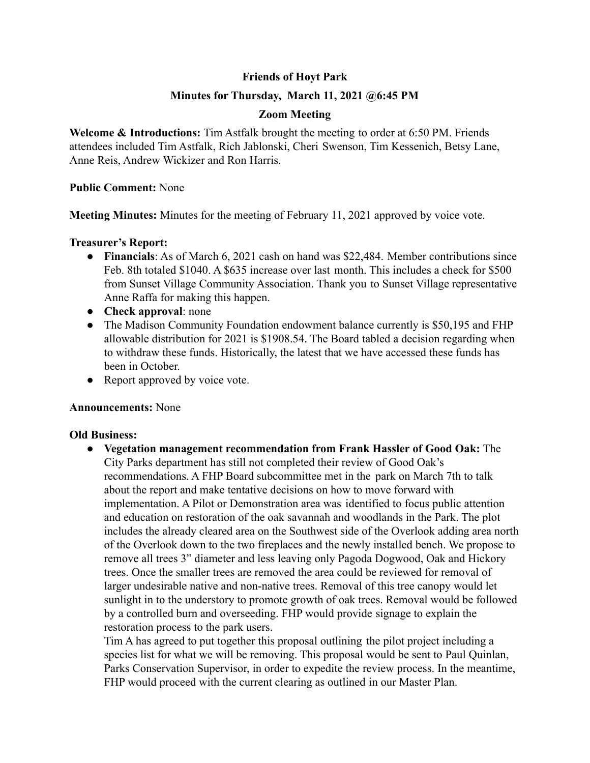# Friends of Hoyt Park

## Minutes for Thursday, March 11, 2021 @6:45 PM

## Zoom Meeting

**Welcome & Introductions:** Tim Astfalk brought the meeting to order at 6:50 PM. Friends attendees included Tim Astfalk, Rich Jablonski, Cheri Swenson, Tim Kessenich, Betsy Lane, Anne Reis, Andrew Wickizer and Ron Harris.

**Public Comment:** None

**Meeting Minutes:** Minutes for the meeting of February 11, 2021 approved by voice vote.

**Treasurer's Report:**

- **Financials**: As of March 6, 2021 cash on hand was $22,484. Member contributions since Feb. 8th totaled $1040. A $635 increase over last month. This includes a check for $500 from Sunset Village Community Association. Thank you to Sunset Village representative Anne Raffa for making this happen.
- **Check approval**: none
- The Madison Community Foundation endowment balance currently is $50,195 and FHP allowable distribution for 2021 is $1908.54. The Board tabled a decision regarding when to withdraw these funds. Historically, the latest that we have accessed these funds has been in October.
- Report approved by voice vote.

**Announcements:** None

**Old Business:**

- **Vegetation management recommendation from Frank Hassler of Good Oak:** The City Parks department has still not completed their review of Good Oak's recommendations. A FHP Board subcommittee met in the park on March 7th to talk about the report and make tentative decisions on how to move forward with implementation. A Pilot or Demonstration area was identified to focus public attention and education on restoration of the oak savannah and woodlands in the Park. The plot includes the already cleared area on the Southwest side of the Overlook adding area north of the Overlook down to the two fireplaces and the newly installed bench. We propose to remove all trees 3" diameter and less leaving only Pagoda Dogwood, Oak and Hickory trees. Once the smaller trees are removed the area could be reviewed for removal of larger undesirable native and non-native trees. Removal of this tree canopy would let sunlight in to the understory to promote growth of oak trees. Removal would be followed by a controlled burn and overseeding. FHP would provide signage to explain the restoration process to the park users.

  Tim A has agreed to put together this proposal outlining the pilot project including a species list for what we will be removing. This proposal would be sent to Paul Quinlan, Parks Conservation Supervisor, in order to expedite the review process. In the meantime, FHP would proceed with the current clearing as outlined in our Master Plan.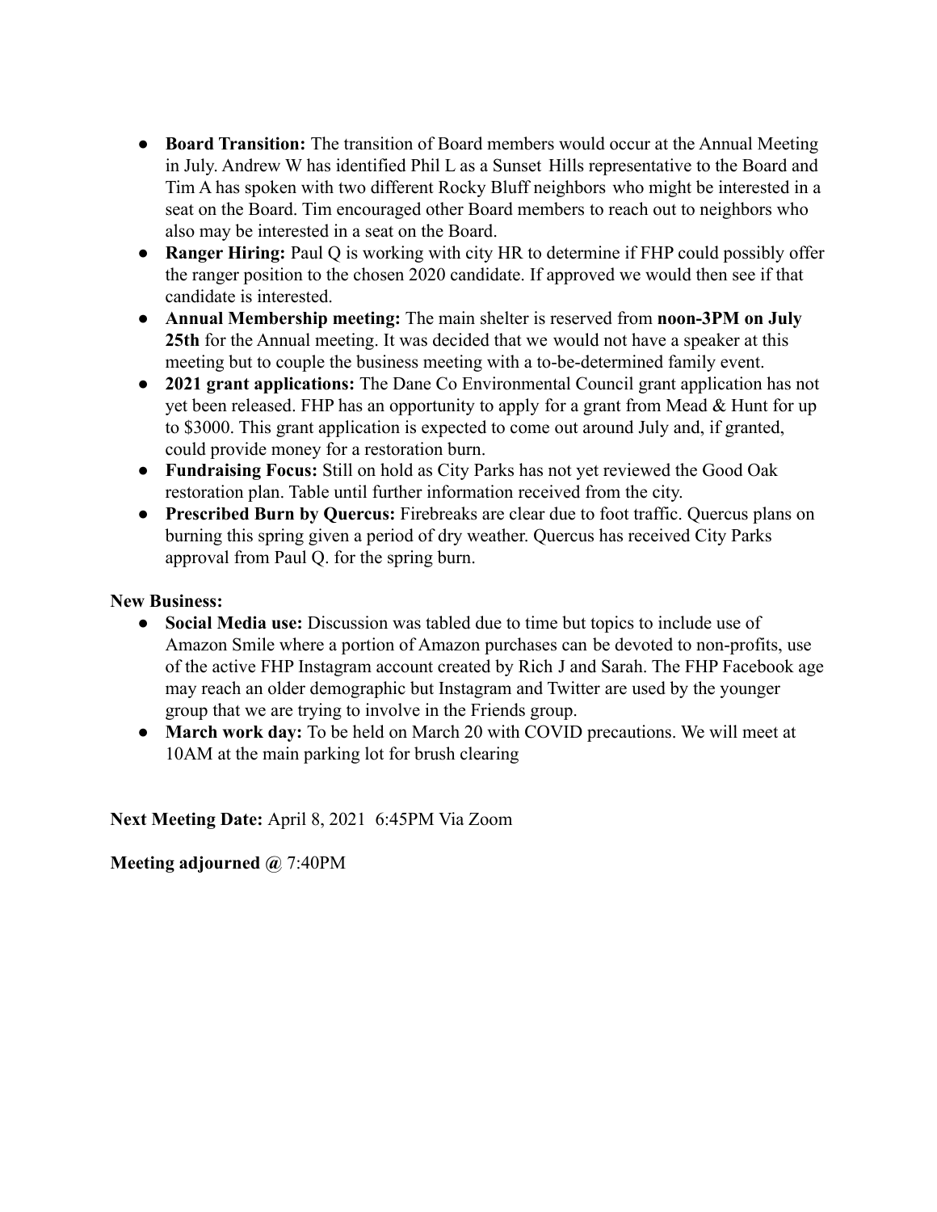- **Board Transition:** The transition of Board members would occur at the Annual Meeting in July. Andrew W has identified Phil L as a Sunset Hills representative to the Board and Tim A has spoken with two different Rocky Bluff neighbors who might be interested in a seat on the Board. Tim encouraged other Board members to reach out to neighbors who also may be interested in a seat on the Board.
- **Ranger Hiring:** Paul Q is working with city HR to determine if FHP could possibly offer the ranger position to the chosen 2020 candidate. If approved we would then see if that candidate is interested.
- **Annual Membership meeting:** The main shelter is reserved from **noon-3PM on July 25th** for the Annual meeting. It was decided that we would not have a speaker at this meeting but to couple the business meeting with a to-be-determined family event.
- **2021 grant applications:** The Dane Co Environmental Council grant application has not yet been released. FHP has an opportunity to apply for a grant from Mead & Hunt for up to $3000. This grant application is expected to come out around July and, if granted, could provide money for a restoration burn.
- **Fundraising Focus:** Still on hold as City Parks has not yet reviewed the Good Oak restoration plan. Table until further information received from the city.
- **Prescribed Burn by Quercus:** Firebreaks are clear due to foot traffic. Quercus plans on burning this spring given a period of dry weather. Quercus has received City Parks approval from Paul Q. for the spring burn.

**New Business:**

- **Social Media use:** Discussion was tabled due to time but topics to include use of Amazon Smile where a portion of Amazon purchases can be devoted to non-profits, use of the active FHP Instagram account created by Rich J and Sarah. The FHP Facebook age may reach an older demographic but Instagram and Twitter are used by the younger group that we are trying to involve in the Friends group.
- **March work day:** To be held on March 20 with COVID precautions. We will meet at 10AM at the main parking lot for brush clearing

**Next Meeting Date:** April 8, 2021 6:45PM Via Zoom

**Meeting adjourned @** 7:40PM